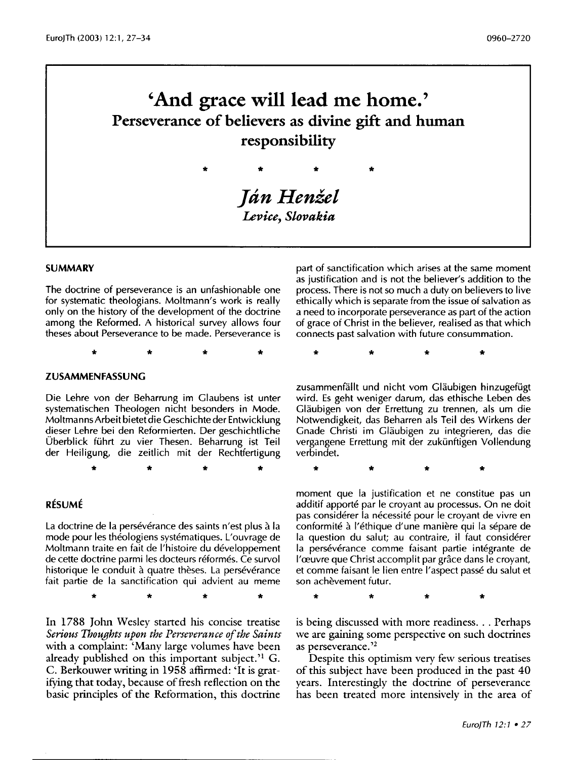# 'And grace will lead me home.'

## Perseverance of believers as divine gift and human responsibility

\* \* \* \*

## *Ján Henžel*

*Levice, Slovakia*

### SUMMARY

The doctrine of perseverance is an unfashionable one for systematic theologians. Moltmann's work is really only on the history of the development of the doctrine among the Reformed. A historical survey allows four theses about Perseverance to be made. Perseverance is part of sanctification which arises at the same moment as justification and is not the believer's addition to the process. There is not so much a duty on believers to live ethically which is separate from the issue of salvation as a need to incorporate perseverance as part of the action of grace of Christ in the believer, realised as that which connects past salvation with future consummation.

\* \* \* \*

### ZUSAMMENFASSUNG

Die Lehre von der Beharrung im Glaubens ist unter systematischen Theologen nicht besonders in Mode. Moltmanns Arbeit bietet die Geschichte der Entwicklung dieser Lehre bei den Reformierten. Der geschichtliche Überblick führt zu vier Thesen. Beharrung ist Teil der Heiligung, die zeitlich mit der Rechtfertigung zusammenfällt und nicht vom Gläubigen hinzugefügt wird. Es geht weniger darum, das ethische Leben des Gläubigen von der Errettung zu trennen, als um die Notwendigkeit, das Beharren als Teil des Wirkens der Gnade Christi im Gläubigen zu integrieren, das die vergangene Errettung mit der zukünftigen Vollendung verbindet.

\* \* \* \*

### RÉSUMÉ

La doctrine de la persévérance des saints n'est plus à la mode pour les théologiens systématiques. L'ouvrage de Moltmann traite en fait de l'histoire du développement de cette doctrine parmi les docteurs réformés. Ce survol historique le conduit à quatre thèses. La persévérance fait partie de la sanctification qui advient au meme moment que la justification et ne constitue pas un additif apporté par le croyant au processus. On ne doit pas considérer la nécessité pour le croyant de vivre en conformité à l'éthique d'une manière qui la sépare de la question du salut; au contraire, il faut considérer la persévérance comme faisant partie intégrante de l'œuvre que Christ accomplit par grâce dans le croyant, et comme faisant le lien entre l'aspect passé du salut et son achèvement futur.

\* \* \* \*

In 1788 John Wesley started his concise treatise *Serious Thoughts upon the Perseverance of the Saints* with a complaint: 'Many large volumes have been already published on this important subject.'[1] G. C. Berkouwer writing in 1958 affirmed: 'It is gratifying that today, because of fresh reflection on the basic principles of the Reformation, this doctrine is being discussed with more readiness. . . Perhaps we are gaining some perspective on such doctrines as perseverance.'[2]

Despite this optimism very few serious treatises of this subject have been produced in the past 40 years. Interestingly the doctrine of perseverance has been treated more intensively in the area of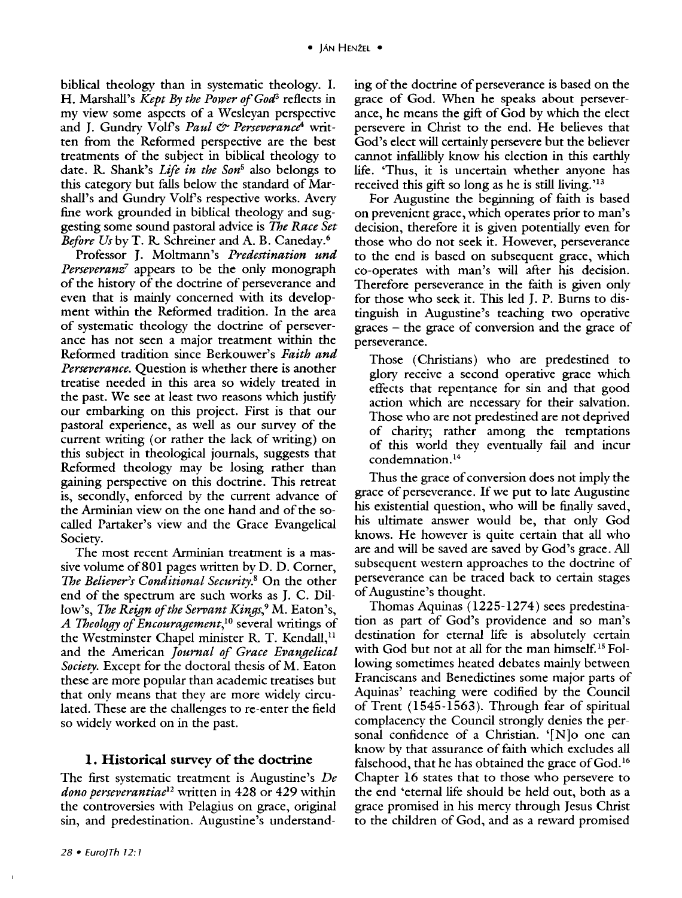biblical theology than in systematic theology. I. H. Marshall's *Kept By the Power of God*[3] reflects in my view some aspects of a Wesleyan perspective and J. Gundry Volf's *Paul & Perseverance*[4] written from the Reformed perspective are the best treatments of the subject in biblical theology to date. R. Shank's *Life in the Son*[5] also belongs to this category but falls below the standard of Marshall's and Gundry Volf's respective works. Avery fine work grounded in biblical theology and suggesting some sound pastoral advice is *The Race Set Before Us* by T. R. Schreiner and A. B. Caneday.[6]

Professor J. Moltmann's *Predestination und Perseveranz*[7] appears to be the only monograph of the history of the doctrine of perseverance and even that is mainly concerned with its development within the Reformed tradition. In the area of systematic theology the doctrine of perseverance has not seen a major treatment within the Reformed tradition since Berkouwer's *Faith and Perseverance*. Question is whether there is another treatise needed in this area so widely treated in the past. We see at least two reasons which justify our embarking on this project. First is that our pastoral experience, as well as our survey of the current writing (or rather the lack of writing) on this subject in theological journals, suggests that Reformed theology may be losing rather than gaining perspective on this doctrine. This retreat is, secondly, enforced by the current advance of the Arminian view on the one hand and of the so-called Partaker's view and the Grace Evangelical Society.

The most recent Arminian treatment is a massive volume of 801 pages written by D. D. Corner, *The Believer's Conditional Security*.[8] On the other end of the spectrum are such works as J. C. Dillow's, *The Reign of the Servant Kings*,[9] M. Eaton's, *A Theology of Encouragement*,[10] several writings of the Westminster Chapel minister R. T. Kendall,[11] and the American *Journal of Grace Evangelical Society*. Except for the doctoral thesis of M. Eaton these are more popular than academic treatises but that only means that they are more widely circulated. These are the challenges to re-enter the field so widely worked on in the past.

## 1. Historical survey of the doctrine

The first systematic treatment is Augustine's *De dono perseverantiae*[12] written in 428 or 429 within the controversies with Pelagius on grace, original sin, and predestination. Augustine's understanding of the doctrine of perseverance is based on the grace of God. When he speaks about perseverance, he means the gift of God by which the elect persevere in Christ to the end. He believes that God's elect will certainly persevere but the believer cannot infallibly know his election in this earthly life. 'Thus, it is uncertain whether anyone has received this gift so long as he is still living.'[13]

For Augustine the beginning of faith is based on prevenient grace, which operates prior to man's decision, therefore it is given potentially even for those who do not seek it. However, perseverance to the end is based on subsequent grace, which co-operates with man's will after his decision. Therefore perseverance in the faith is given only for those who seek it. This led J. P. Burns to distinguish in Augustine's teaching two operative graces – the grace of conversion and the grace of perseverance.

> Those (Christians) who are predestined to glory receive a second operative grace which effects that repentance for sin and that good action which are necessary for their salvation. Those who are not predestined are not deprived of charity; rather among the temptations of this world they eventually fail and incur condemnation.[14]

Thus the grace of conversion does not imply the grace of perseverance. If we put to late Augustine his existential question, who will be finally saved, his ultimate answer would be, that only God knows. He however is quite certain that all who are and will be saved are saved by God's grace. All subsequent western approaches to the doctrine of perseverance can be traced back to certain stages of Augustine's thought.

Thomas Aquinas (1225-1274) sees predestination as part of God's providence and so man's destination for eternal life is absolutely certain with God but not at all for the man himself.[15] Following sometimes heated debates mainly between Franciscans and Benedictines some major parts of Aquinas' teaching were codified by the Council of Trent (1545-1563). Through fear of spiritual complacency the Council strongly denies the personal confidence of a Christian. '[N]o one can know by that assurance of faith which excludes all falsehood, that he has obtained the grace of God.[16] Chapter 16 states that to those who persevere to the end 'eternal life should be held out, both as a grace promised in his mercy through Jesus Christ to the children of God, and as a reward promised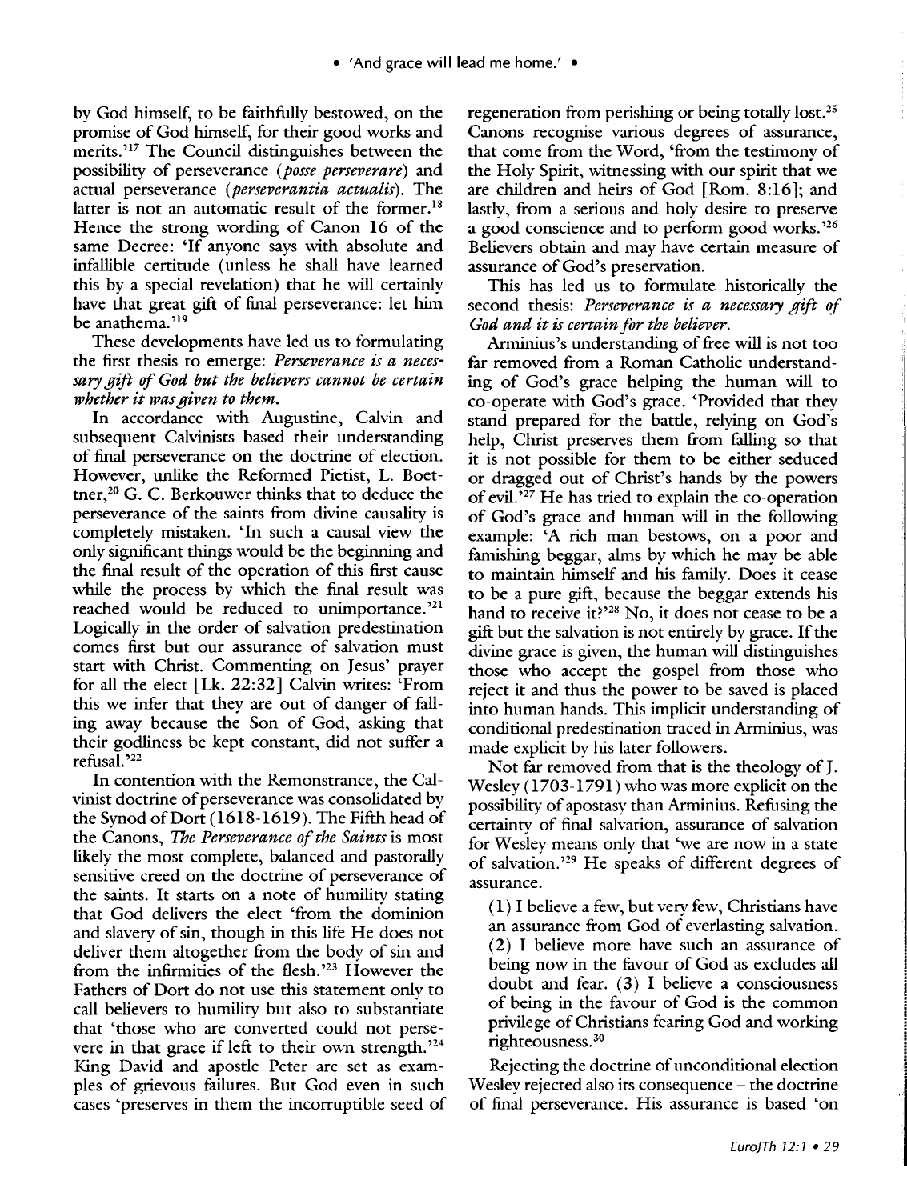by God himself, to be faithfully bestowed, on the promise of God himself, for their good works and merits.'[17] The Council distinguishes between the possibility of perseverance (*posse perseverare*) and actual perseverance (*perseverantia actualis*). The latter is not an automatic result of the former.[18] Hence the strong wording of Canon 16 of the same Decree: 'If anyone says with absolute and infallible certitude (unless he shall have learned this by a special revelation) that he will certainly have that great gift of final perseverance: let him be anathema.'[19]

These developments have led us to formulating the first thesis to emerge: *Perseverance is a necessary gift of God but the believers cannot be certain whether it was given to them.*

In accordance with Augustine, Calvin and subsequent Calvinists based their understanding of final perseverance on the doctrine of election. However, unlike the Reformed Pietist, L. Boettner,[20] G. C. Berkouwer thinks that to deduce the perseverance of the saints from divine causality is completely mistaken. 'In such a causal view the only significant things would be the beginning and the final result of the operation of this first cause while the process by which the final result was reached would be reduced to unimportance.'[21] Logically in the order of salvation predestination comes first but our assurance of salvation must start with Christ. Commenting on Jesus' prayer for all the elect [Lk. 22:32] Calvin writes: 'From this we infer that they are out of danger of falling away because the Son of God, asking that their godliness be kept constant, did not suffer a refusal.'[22]

In contention with the Remonstrance, the Calvinist doctrine of perseverance was consolidated by the Synod of Dort (1618-1619). The Fifth head of the Canons, *The Perseverance of the Saints* is most likely the most complete, balanced and pastorally sensitive creed on the doctrine of perseverance of the saints. It starts on a note of humility stating that God delivers the elect 'from the dominion and slavery of sin, though in this life He does not deliver them altogether from the body of sin and from the infirmities of the flesh.'[23] However the Fathers of Dort do not use this statement only to call believers to humility but also to substantiate that 'those who are converted could not persevere in that grace if left to their own strength.'[24] King David and apostle Peter are set as examples of grievous failures. But God even in such cases 'preserves in them the incorruptible seed of regeneration from perishing or being totally lost.'[25] Canons recognise various degrees of assurance, that come from the Word, 'from the testimony of the Holy Spirit, witnessing with our spirit that we are children and heirs of God [Rom. 8:16]; and lastly, from a serious and holy desire to preserve a good conscience and to perform good works.'[26] Believers obtain and may have certain measure of assurance of God's preservation.

This has led us to formulate historically the second thesis: *Perseverance is a necessary gift of God and it is certain for the believer.*

Arminius's understanding of free will is not too far removed from a Roman Catholic understanding of God's grace helping the human will to co-operate with God's grace. 'Provided that they stand prepared for the battle, relying on God's help, Christ preserves them from falling so that it is not possible for them to be either seduced or dragged out of Christ's hands by the powers of evil.'[27] He has tried to explain the co-operation of God's grace and human will in the following example: 'A rich man bestows, on a poor and famishing beggar, alms by which he may be able to maintain himself and his family. Does it cease to be a pure gift, because the beggar extends his hand to receive it?'[28] No, it does not cease to be a gift but the salvation is not entirely by grace. If the divine grace is given, the human will distinguishes those who accept the gospel from those who reject it and thus the power to be saved is placed into human hands. This implicit understanding of conditional predestination traced in Arminius, was made explicit by his later followers.

Not far removed from that is the theology of J. Wesley (1703-1791) who was more explicit on the possibility of apostasy than Arminius. Refusing the certainty of final salvation, assurance of salvation for Wesley means only that 'we are now in a state of salvation.'[29] He speaks of different degrees of assurance.

> (1) I believe a few, but very few, Christians have an assurance from God of everlasting salvation. (2) I believe more have such an assurance of being now in the favour of God as excludes all doubt and fear. (3) I believe a consciousness of being in the favour of God is the common privilege of Christians fearing God and working righteousness.[30]

Rejecting the doctrine of unconditional election Wesley rejected also its consequence – the doctrine of final perseverance. His assurance is based 'on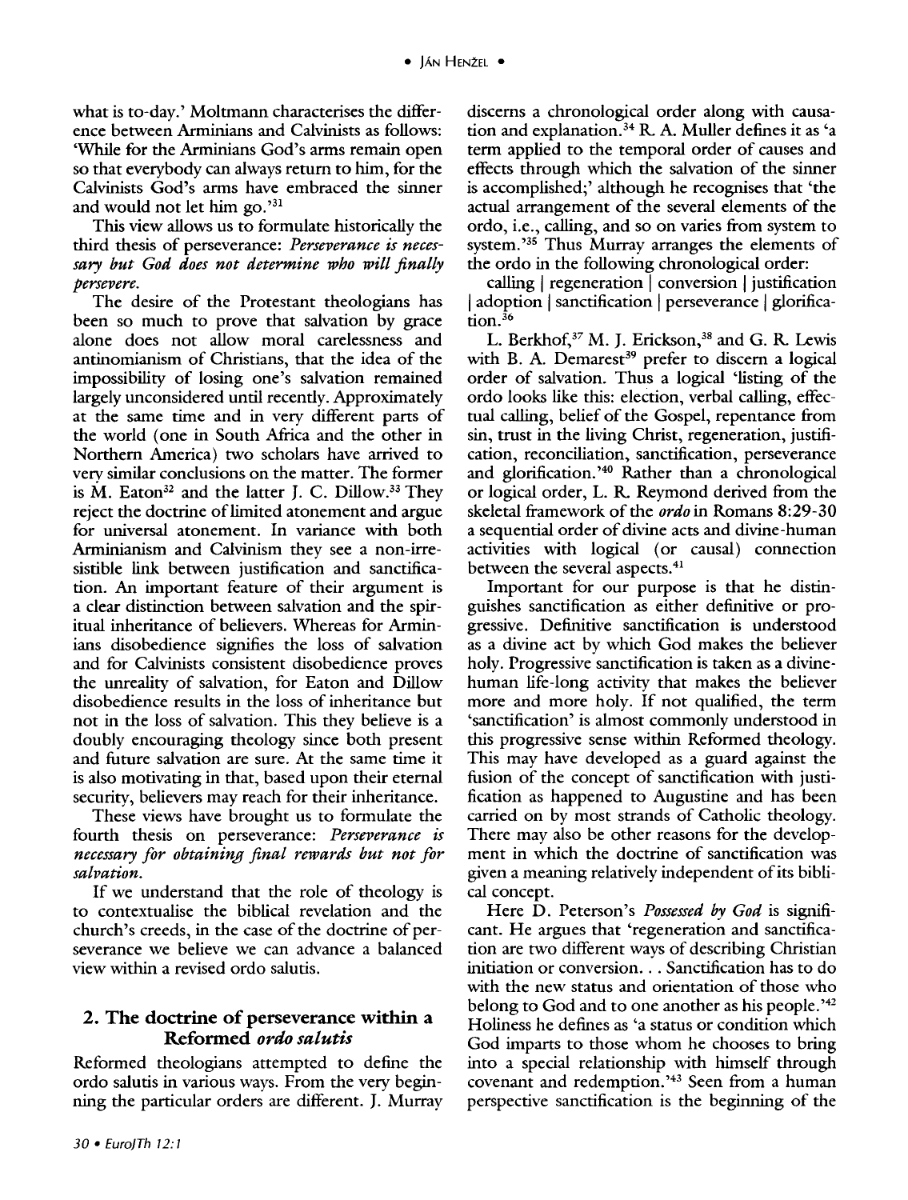what is to-day.' Moltmann characterises the difference between Arminians and Calvinists as follows: 'While for the Arminians God's arms remain open so that everybody can always return to him, for the Calvinists God's arms have embraced the sinner and would not let him go.'[31]

This view allows us to formulate historically the third thesis of perseverance: *Perseverance is necessary but God does not determine who will finally persevere.*

The desire of the Protestant theologians has been so much to prove that salvation by grace alone does not allow moral carelessness and antinomianism of Christians, that the idea of the impossibility of losing one's salvation remained largely unconsidered until recently. Approximately at the same time and in very different parts of the world (one in South Africa and the other in Northern America) two scholars have arrived to very similar conclusions on the matter. The former is M. Eaton[32] and the latter J. C. Dillow.[33] They reject the doctrine of limited atonement and argue for universal atonement. In variance with both Arminianism and Calvinism they see a non-irresistible link between justification and sanctification. An important feature of their argument is a clear distinction between salvation and the spiritual inheritance of believers. Whereas for Arminians disobedience signifies the loss of salvation and for Calvinists consistent disobedience proves the unreality of salvation, for Eaton and Dillow disobedience results in the loss of inheritance but not in the loss of salvation. This they believe is a doubly encouraging theology since both present and future salvation are sure. At the same time it is also motivating in that, based upon their eternal security, believers may reach for their inheritance.

These views have brought us to formulate the fourth thesis on perseverance: *Perseverance is necessary for obtaining final rewards but not for salvation.*

If we understand that the role of theology is to contextualise the biblical revelation and the church's creeds, in the case of the doctrine of perseverance we believe we can advance a balanced view within a revised ordo salutis.

## 2. The doctrine of perseverance within a Reformed *ordo salutis*

Reformed theologians attempted to define the ordo salutis in various ways. From the very beginning the particular orders are different. J. Murray discerns a chronological order along with causation and explanation.[34] R. A. Muller defines it as 'a term applied to the temporal order of causes and effects through which the salvation of the sinner is accomplished;' although he recognises that 'the actual arrangement of the several elements of the ordo, i.e., calling, and so on varies from system to system.'[35] Thus Murray arranges the elements of the ordo in the following chronological order:

calling | regeneration | conversion | justification | adoption | sanctification | perseverance | glorification.[36]

L. Berkhof,[37] M. J. Erickson,[38] and G. R. Lewis with B. A. Demarest[39] prefer to discern a logical order of salvation. Thus a logical 'listing of the ordo looks like this: election, verbal calling, effectual calling, belief of the Gospel, repentance from sin, trust in the living Christ, regeneration, justification, reconciliation, sanctification, perseverance and glorification.'[40] Rather than a chronological or logical order, L. R. Reymond derived from the skeletal framework of the *ordo* in Romans 8:29-30 a sequential order of divine acts and divine-human activities with logical (or causal) connection between the several aspects.[41]

Important for our purpose is that he distinguishes sanctification as either definitive or progressive. Definitive sanctification is understood as a divine act by which God makes the believer holy. Progressive sanctification is taken as a divine-human life-long activity that makes the believer more and more holy. If not qualified, the term 'sanctification' is almost commonly understood in this progressive sense within Reformed theology. This may have developed as a guard against the fusion of the concept of sanctification with justification as happened to Augustine and has been carried on by most strands of Catholic theology. There may also be other reasons for the development in which the doctrine of sanctification was given a meaning relatively independent of its biblical concept.

Here D. Peterson's *Possessed by God* is significant. He argues that 'regeneration and sanctification are two different ways of describing Christian initiation or conversion. . . Sanctification has to do with the new status and orientation of those who belong to God and to one another as his people.'[42] Holiness he defines as 'a status or condition which God imparts to those whom he chooses to bring into a special relationship with himself through covenant and redemption.'[43] Seen from a human perspective sanctification is the beginning of the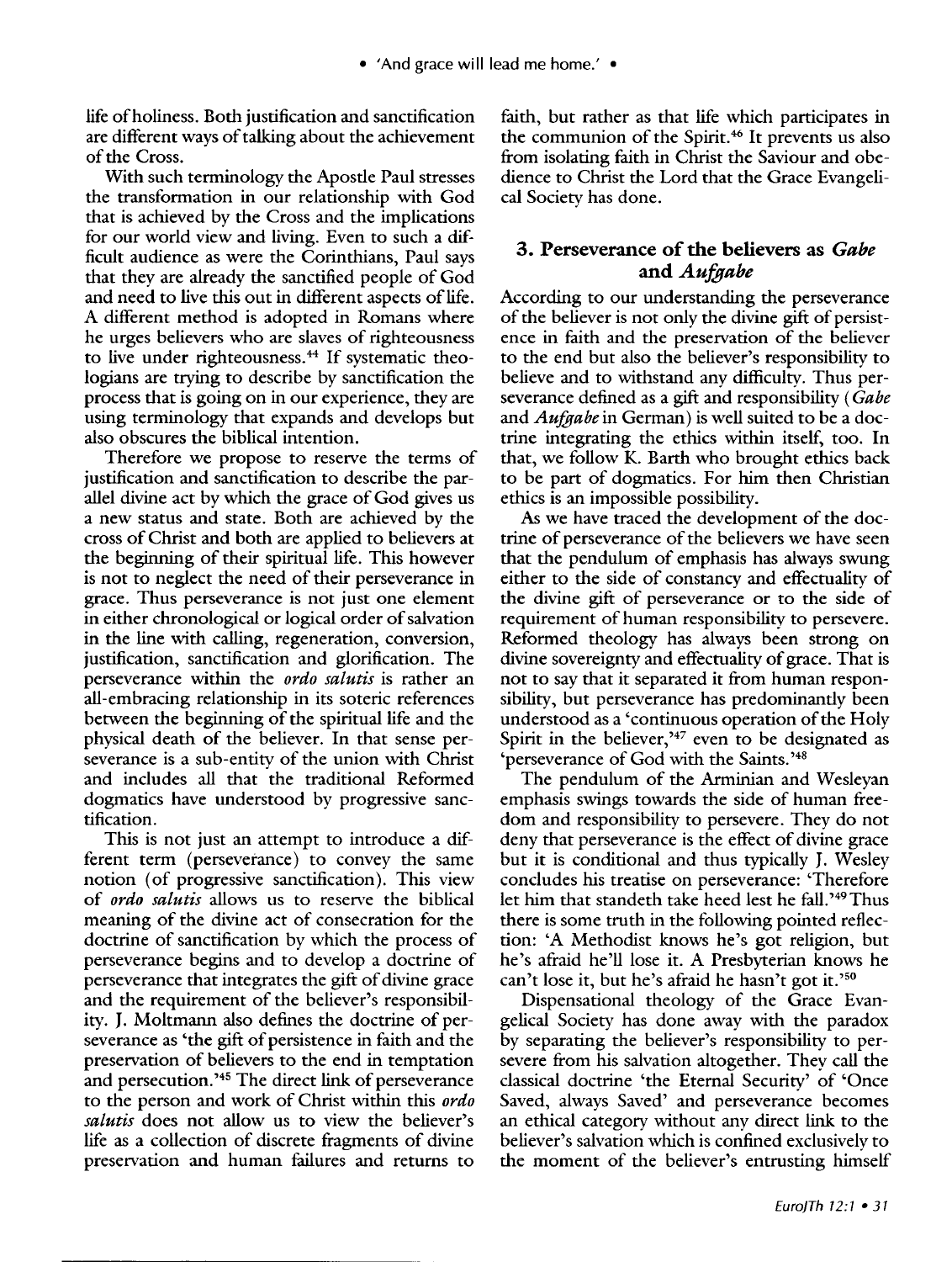life of holiness. Both justification and sanctification are different ways of talking about the achievement of the Cross.

With such terminology the Apostle Paul stresses the transformation in our relationship with God that is achieved by the Cross and the implications for our world view and living. Even to such a difficult audience as were the Corinthians, Paul says that they are already the sanctified people of God and need to live this out in different aspects of life. A different method is adopted in Romans where he urges believers who are slaves of righteousness to live under righteousness.[44] If systematic theologians are trying to describe by sanctification the process that is going on in our experience, they are using terminology that expands and develops but also obscures the biblical intention.

Therefore we propose to reserve the terms of justification and sanctification to describe the parallel divine act by which the grace of God gives us a new status and state. Both are achieved by the cross of Christ and both are applied to believers at the beginning of their spiritual life. This however is not to neglect the need of their perseverance in grace. Thus perseverance is not just one element in either chronological or logical order of salvation in the line with calling, regeneration, conversion, justification, sanctification and glorification. The perseverance within the *ordo salutis* is rather an all-embracing relationship in its soteric references between the beginning of the spiritual life and the physical death of the believer. In that sense perseverance is a sub-entity of the union with Christ and includes all that the traditional Reformed dogmatics have understood by progressive sanctification.

This is not just an attempt to introduce a different term (perseverance) to convey the same notion (of progressive sanctification). This view of *ordo salutis* allows us to reserve the biblical meaning of the divine act of consecration for the doctrine of sanctification by which the process of perseverance begins and to develop a doctrine of perseverance that integrates the gift of divine grace and the requirement of the believer's responsibility. J. Moltmann also defines the doctrine of perseverance as 'the gift of persistence in faith and the preservation of believers to the end in temptation and persecution.'[45] The direct link of perseverance to the person and work of Christ within this *ordo salutis* does not allow us to view the believer's life as a collection of discrete fragments of divine preservation and human failures and returns to faith, but rather as that life which participates in the communion of the Spirit.[46] It prevents us also from isolating faith in Christ the Saviour and obedience to Christ the Lord that the Grace Evangelical Society has done.

## 3. Perseverance of the believers as *Gabe* and *Aufgabe*

According to our understanding the perseverance of the believer is not only the divine gift of persistence in faith and the preservation of the believer to the end but also the believer's responsibility to believe and to withstand any difficulty. Thus perseverance defined as a gift and responsibility (*Gabe* and *Aufgabe* in German) is well suited to be a doctrine integrating the ethics within itself, too. In that, we follow K. Barth who brought ethics back to be part of dogmatics. For him then Christian ethics is an impossible possibility.

As we have traced the development of the doctrine of perseverance of the believers we have seen that the pendulum of emphasis has always swung either to the side of constancy and effectuality of the divine gift of perseverance or to the side of requirement of human responsibility to persevere. Reformed theology has always been strong on divine sovereignty and effectuality of grace. That is not to say that it separated it from human responsibility, but perseverance has predominantly been understood as a 'continuous operation of the Holy Spirit in the believer,'[47] even to be designated as 'perseverance of God with the Saints.'[48]

The pendulum of the Arminian and Wesleyan emphasis swings towards the side of human freedom and responsibility to persevere. They do not deny that perseverance is the effect of divine grace but it is conditional and thus typically J. Wesley concludes his treatise on perseverance: 'Therefore let him that standeth take heed lest he fall.'[49] Thus there is some truth in the following pointed reflection: 'A Methodist knows he's got religion, but he's afraid he'll lose it. A Presbyterian knows he can't lose it, but he's afraid he hasn't got it.'[50]

Dispensational theology of the Grace Evangelical Society has done away with the paradox by separating the believer's responsibility to persevere from his salvation altogether. They call the classical doctrine 'the Eternal Security' of 'Once Saved, always Saved' and perseverance becomes an ethical category without any direct link to the believer's salvation which is confined exclusively to the moment of the believer's entrusting himself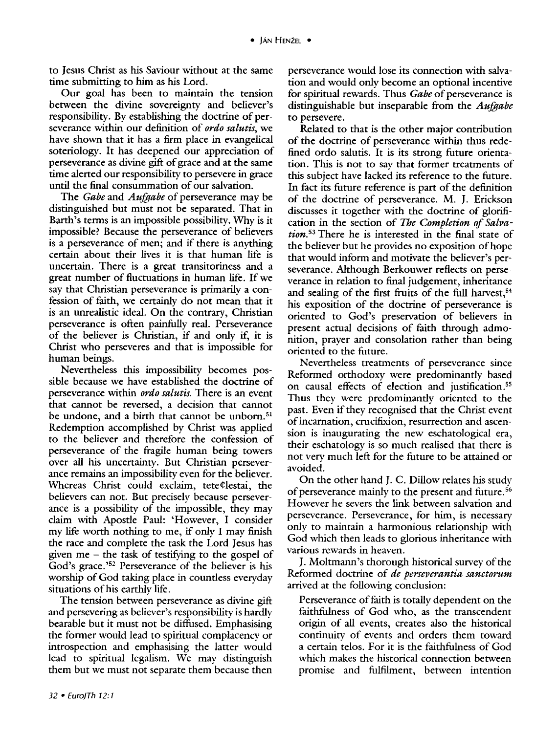to Jesus Christ as his Saviour without at the same time submitting to him as his Lord.

Our goal has been to maintain the tension between the divine sovereignty and believer's responsibility. By establishing the doctrine of perseverance within our definition of *ordo salutis*, we have shown that it has a firm place in evangelical soteriology. It has deepened our appreciation of perseverance as divine gift of grace and at the same time alerted our responsibility to persevere in grace until the final consummation of our salvation.

The *Gabe* and *Aufgabe* of perseverance may be distinguished but must not be separated. That in Barth's terms is an impossible possibility. Why is it impossible? Because the perseverance of believers is a perseverance of men; and if there is anything certain about their lives it is that human life is uncertain. There is a great transitoriness and a great number of fluctuations in human life. If we say that Christian perseverance is primarily a confession of faith, we certainly do not mean that it is an unrealistic ideal. On the contrary, Christian perseverance is often painfully real. Perseverance of the believer is Christian, if and only if, it is Christ who perseveres and that is impossible for human beings.

Nevertheless this impossibility becomes possible because we have established the doctrine of perseverance within *ordo salutis*. There is an event that cannot be reversed, a decision that cannot be undone, and a birth that cannot be unborn.[51] Redemption accomplished by Christ was applied to the believer and therefore the confession of perseverance of the fragile human being towers over all his uncertainty. But Christian perseverance remains an impossibility even for the believer. Whereas Christ could exclaim, tete¢lestai, the believers can not. But precisely because perseverance is a possibility of the impossible, they may claim with Apostle Paul: 'However, I consider my life worth nothing to me, if only I may finish the race and complete the task the Lord Jesus has given me – the task of testifying to the gospel of God's grace.'[52] Perseverance of the believer is his worship of God taking place in countless everyday situations of his earthly life.

The tension between perseverance as divine gift and persevering as believer's responsibility is hardly bearable but it must not be diffused. Emphasising the former would lead to spiritual complacency or introspection and emphasising the latter would lead to spiritual legalism. We may distinguish them but we must not separate them because then perseverance would lose its connection with salvation and would only become an optional incentive for spiritual rewards. Thus *Gabe* of perseverance is distinguishable but inseparable from the *Aufgabe* to persevere.

Related to that is the other major contribution of the doctrine of perseverance within thus redefined ordo salutis. It is its strong future orientation. This is not to say that former treatments of this subject have lacked its reference to the future. In fact its future reference is part of the definition of the doctrine of perseverance. M. J. Erickson discusses it together with the doctrine of glorification in the section of *The Completion of Salvation*.[53] There he is interested in the final state of the believer but he provides no exposition of hope that would inform and motivate the believer's perseverance. Although Berkouwer reflects on perseverance in relation to final judgement, inheritance and sealing of the first fruits of the full harvest,[54] his exposition of the doctrine of perseverance is oriented to God's preservation of believers in present actual decisions of faith through admonition, prayer and consolation rather than being oriented to the future.

Nevertheless treatments of perseverance since Reformed orthodoxy were predominantly based on causal effects of election and justification.[55] Thus they were predominantly oriented to the past. Even if they recognised that the Christ event of incarnation, crucifixion, resurrection and ascension is inaugurating the new eschatological era, their eschatology is so much realised that there is not very much left for the future to be attained or avoided.

On the other hand J. C. Dillow relates his study of perseverance mainly to the present and future.[56] However he severs the link between salvation and perseverance. Perseverance, for him, is necessary only to maintain a harmonious relationship with God which then leads to glorious inheritance with various rewards in heaven.

J. Moltmann's thorough historical survey of the Reformed doctrine of *de perseverantia sanctorum* arrived at the following conclusion:

> Perseverance of faith is totally dependent on the faithfulness of God who, as the transcendent origin of all events, creates also the historical continuity of events and orders them toward a certain telos. For it is the faithfulness of God which makes the historical connection between promise and fulfilment, between intention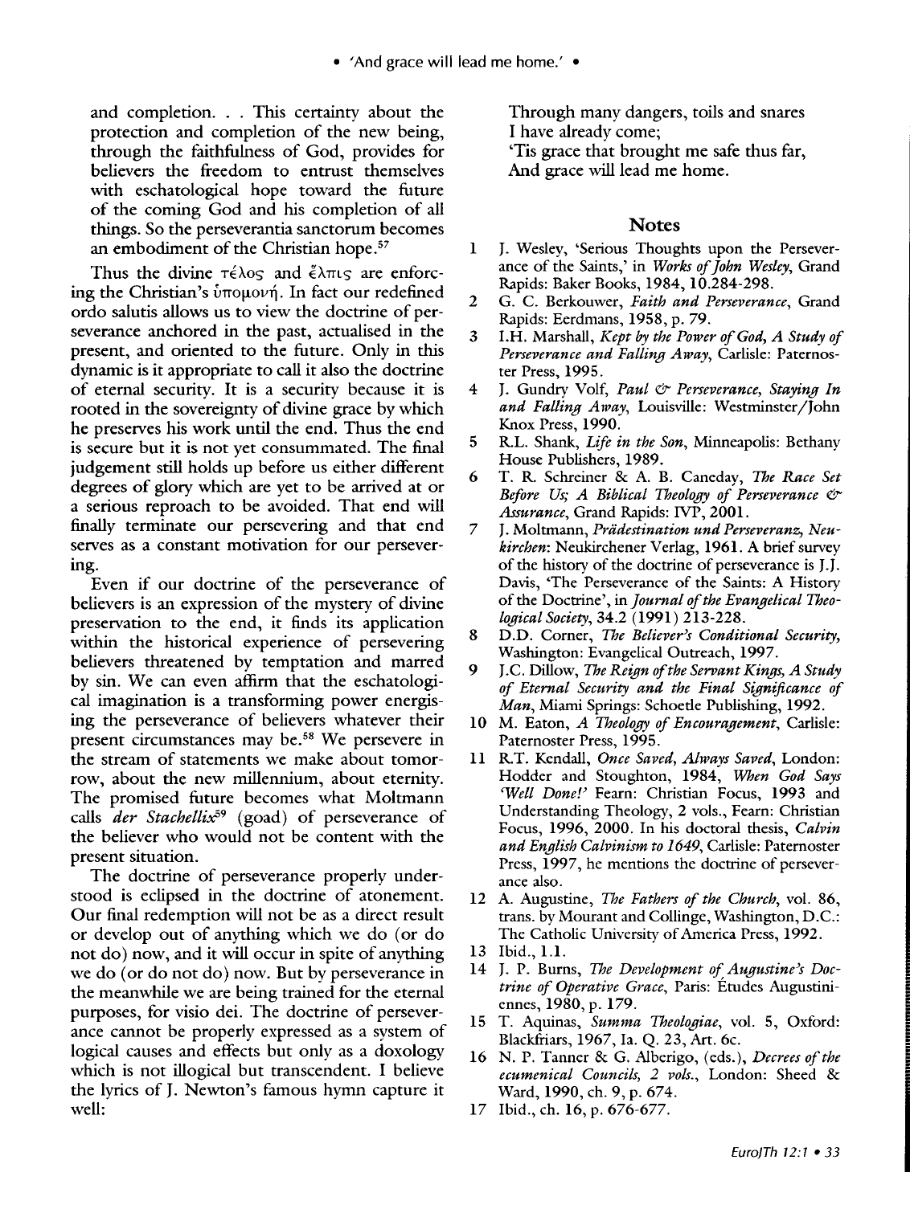and completion. . . This certainty about the protection and completion of the new being, through the faithfulness of God, provides for believers the freedom to entrust themselves with eschatological hope toward the future of the coming God and his completion of all things. So the perseverantia sanctorum becomes an embodiment of the Christian hope.[57]

Thus the divine τέλος and ἔλπις are enforcing the Christian's ὑπομονή. In fact our redefined ordo salutis allows us to view the doctrine of perseverance anchored in the past, actualised in the present, and oriented to the future. Only in this dynamic is it appropriate to call it also the doctrine of eternal security. It is a security because it is rooted in the sovereignty of divine grace by which he preserves his work until the end. Thus the end is secure but it is not yet consummated. The final judgement still holds up before us either different degrees of glory which are yet to be arrived at or a serious reproach to be avoided. That end will finally terminate our persevering and that end serves as a constant motivation for our persevering.

Even if our doctrine of the perseverance of believers is an expression of the mystery of divine preservation to the end, it finds its application within the historical experience of persevering believers threatened by temptation and marred by sin. We can even affirm that the eschatological imagination is a transforming power energising the perseverance of believers whatever their present circumstances may be.[58] We persevere in the stream of statements we make about tomorrow, about the new millennium, about eternity. The promised future becomes what Moltmann calls *der Stachellix*[59] (goad) of perseverance of the believer who would not be content with the present situation.

The doctrine of perseverance properly understood is eclipsed in the doctrine of atonement. Our final redemption will not be as a direct result or develop out of anything which we do (or do not do) now, and it will occur in spite of anything we do (or do not do) now. But by perseverance in the meanwhile we are being trained for the eternal purposes, for visio dei. The doctrine of perseverance cannot be properly expressed as a system of logical causes and effects but only as a doxology which is not illogical but transcendent. I believe the lyrics of J. Newton's famous hymn capture it well:

Through many dangers, toils and snares
I have already come;
'Tis grace that brought me safe thus far,
And grace will lead me home.

## Notes

1. J. Wesley, 'Serious Thoughts upon the Perseverance of the Saints,' in *Works of John Wesley*, Grand Rapids: Baker Books, 1984, 10.284-298.
2. G. C. Berkouwer, *Faith and Perseverance*, Grand Rapids: Eerdmans, 1958, p. 79.
3. I.H. Marshall, *Kept by the Power of God, A Study of Perseverance and Falling Away*, Carlisle: Paternoster Press, 1995.
4. J. Gundry Volf, *Paul & Perseverance, Staying In and Falling Away*, Louisville: Westminster/John Knox Press, 1990.
5. R.L. Shank, *Life in the Son*, Minneapolis: Bethany House Publishers, 1989.
6. T. R. Schreiner & A. B. Caneday, *The Race Set Before Us; A Biblical Theology of Perseverance & Assurance*, Grand Rapids: IVP, 2001.
7. J. Moltmann, *Prädestination und Perseveranz, Neukirchen*: Neukirchener Verlag, 1961. A brief survey of the history of the doctrine of perseverance is J.J. Davis, 'The Perseverance of the Saints: A History of the Doctrine', in *Journal of the Evangelical Theological Society*, 34.2 (1991) 213-228.
8. D.D. Corner, *The Believer's Conditional Security*, Washington: Evangelical Outreach, 1997.
9. J.C. Dillow, *The Reign of the Servant Kings, A Study of Eternal Security and the Final Significance of Man*, Miami Springs: Schoetle Publishing, 1992.
10. M. Eaton, *A Theology of Encouragement*, Carlisle: Paternoster Press, 1995.
11. R.T. Kendall, *Once Saved, Always Saved*, London: Hodder and Stoughton, 1984, *When God Says 'Well Done!'* Fearn: Christian Focus, 1993 and Understanding Theology, 2 vols., Fearn: Christian Focus, 1996, 2000. In his doctoral thesis, *Calvin and English Calvinism to 1649*, Carlisle: Paternoster Press, 1997, he mentions the doctrine of perseverance also.
12. A. Augustine, *The Fathers of the Church*, vol. 86, trans. by Mourant and Collinge, Washington, D.C.: The Catholic University of America Press, 1992.
13. Ibid., 1.1.
14. J. P. Burns, *The Development of Augustine's Doctrine of Operative Grace*, Paris: Études Augustiniennes, 1980, p. 179.
15. T. Aquinas, *Summa Theologiae*, vol. 5, Oxford: Blackfriars, 1967, Ia. Q. 23, Art. 6c.
16. N. P. Tanner & G. Alberigo, (eds.), *Decrees of the ecumenical Councils, 2 vols.*, London: Sheed & Ward, 1990, ch. 9, p. 674.
17. Ibid., ch. 16, p. 676-677.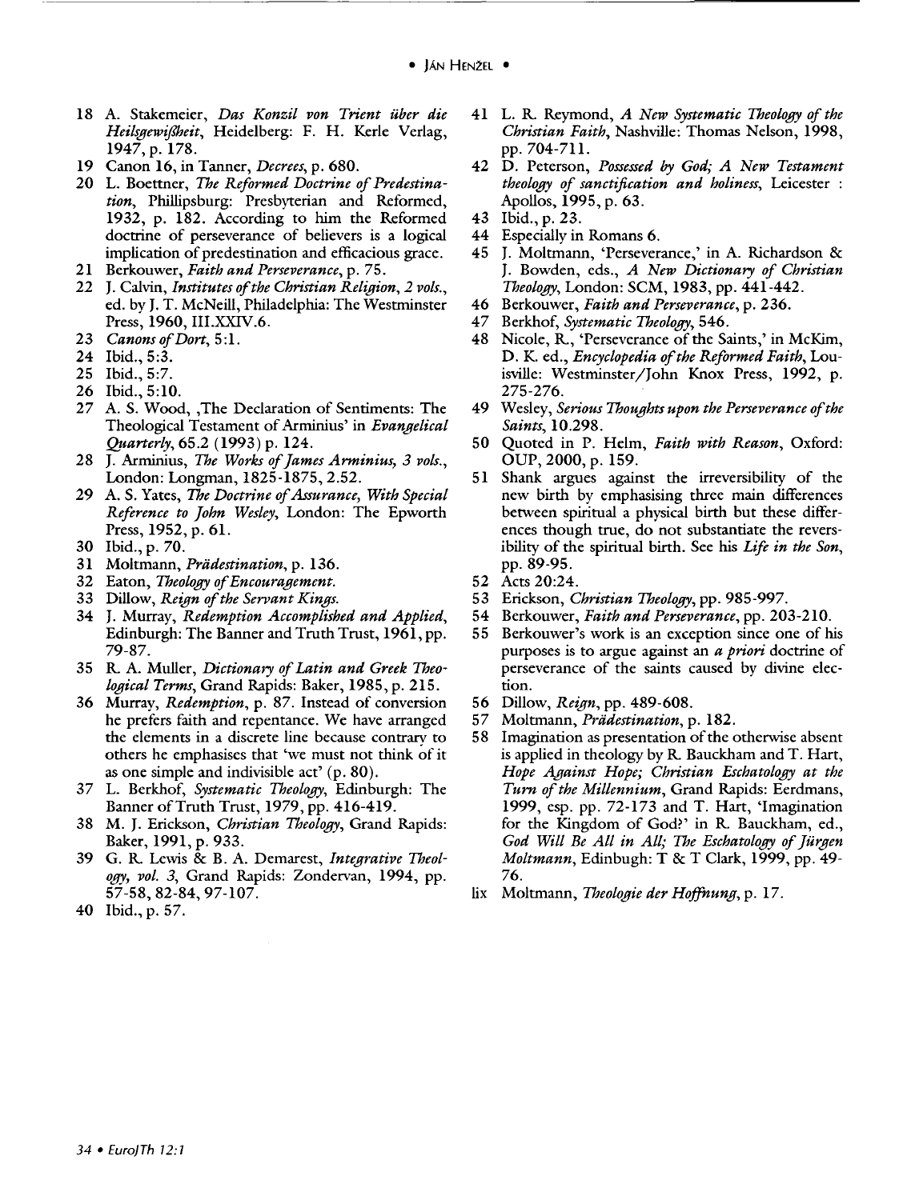18 A. Stakemeier, *Das Konzil von Trient über die Heilsgewißheit*, Heidelberg: F. H. Kerle Verlag, 1947, p. 178.

19 Canon 16, in Tanner, *Decrees*, p. 680.

20 L. Boettner, *The Reformed Doctrine of Predestination*, Phillipsburg: Presbyterian and Reformed, 1932, p. 182. According to him the Reformed doctrine of perseverance of believers is a logical implication of predestination and efficacious grace.

21 Berkouwer, *Faith and Perseverance*, p. 75.

22 J. Calvin, *Institutes of the Christian Religion, 2 vols.*, ed. by J. T. McNeill, Philadelphia: The Westminster Press, 1960, III.XXIV.6.

23 *Canons of Dort*, 5:1.

24 Ibid., 5:3.

25 Ibid., 5:7.

26 Ibid., 5:10.

27 A. S. Wood, ,The Declaration of Sentiments: The Theological Testament of Arminius' in *Evangelical Quarterly*, 65.2 (1993) p. 124.

28 J. Arminius, *The Works of James Arminius, 3 vols.*, London: Longman, 1825-1875, 2.52.

29 A. S. Yates, *The Doctrine of Assurance, With Special Reference to John Wesley*, London: The Epworth Press, 1952, p. 61.

30 Ibid., p. 70.

31 Moltmann, *Prädestination*, p. 136.

32 Eaton, *Theology of Encouragement.*

33 Dillow, *Reign of the Servant Kings.*

34 J. Murray, *Redemption Accomplished and Applied*, Edinburgh: The Banner and Truth Trust, 1961, pp. 79-87.

35 R. A. Muller, *Dictionary of Latin and Greek Theological Terms*, Grand Rapids: Baker, 1985, p. 215.

36 Murray, *Redemption*, p. 87. Instead of conversion he prefers faith and repentance. We have arranged the elements in a discrete line because contrary to others he emphasises that 'we must not think of it as one simple and indivisible act' (p. 80).

37 L. Berkhof, *Systematic Theology*, Edinburgh: The Banner of Truth Trust, 1979, pp. 416-419.

38 M. J. Erickson, *Christian Theology*, Grand Rapids: Baker, 1991, p. 933.

39 G. R. Lewis & B. A. Demarest, *Integrative Theology, vol. 3*, Grand Rapids: Zondervan, 1994, pp. 57-58, 82-84, 97-107.

40 Ibid., p. 57.

41 L. R. Reymond, *A New Systematic Theology of the Christian Faith*, Nashville: Thomas Nelson, 1998, pp. 704-711.

42 D. Peterson, *Possessed by God; A New Testament theology of sanctification and holiness*, Leicester : Apollos, 1995, p. 63.

43 Ibid., p. 23.

44 Especially in Romans 6.

45 J. Moltmann, 'Perseverance,' in A. Richardson & J. Bowden, eds., *A New Dictionary of Christian Theology*, London: SCM, 1983, pp. 441-442.

46 Berkouwer, *Faith and Perseverance*, p. 236.

47 Berkhof, *Systematic Theology*, 546.

48 Nicole, R., 'Perseverance of the Saints,' in McKim, D. K. ed., *Encyclopedia of the Reformed Faith*, Louisville: Westminster/John Knox Press, 1992, p. 275-276.

49 Wesley, *Serious Thoughts upon the Perseverance of the Saints*, 10.298.

50 Quoted in P. Helm, *Faith with Reason*, Oxford: OUP, 2000, p. 159.

51 Shank argues against the irreversibility of the new birth by emphasising three main differences between spiritual a physical birth but these differences though true, do not substantiate the reversibility of the spiritual birth. See his *Life in the Son*, pp. 89-95.

52 Acts 20:24.

53 Erickson, *Christian Theology*, pp. 985-997.

54 Berkouwer, *Faith and Perseverance*, pp. 203-210.

55 Berkouwer's work is an exception since one of his purposes is to argue against an *a priori* doctrine of perseverance of the saints caused by divine election.

56 Dillow, *Reign*, pp. 489-608.

57 Moltmann, *Prädestination*, p. 182.

58 Imagination as presentation of the otherwise absent is applied in theology by R. Bauckham and T. Hart, *Hope Against Hope; Christian Eschatology at the Turn of the Millennium*, Grand Rapids: Eerdmans, 1999, esp. pp. 72-173 and T. Hart, 'Imagination for the Kingdom of God?' in R. Bauckham, ed., *God Will Be All in All; The Eschatology of Jürgen Moltmann*, Edinbugh: T & T Clark, 1999, pp. 49-76.

lix Moltmann, *Theologie der Hoffnung*, p. 17.